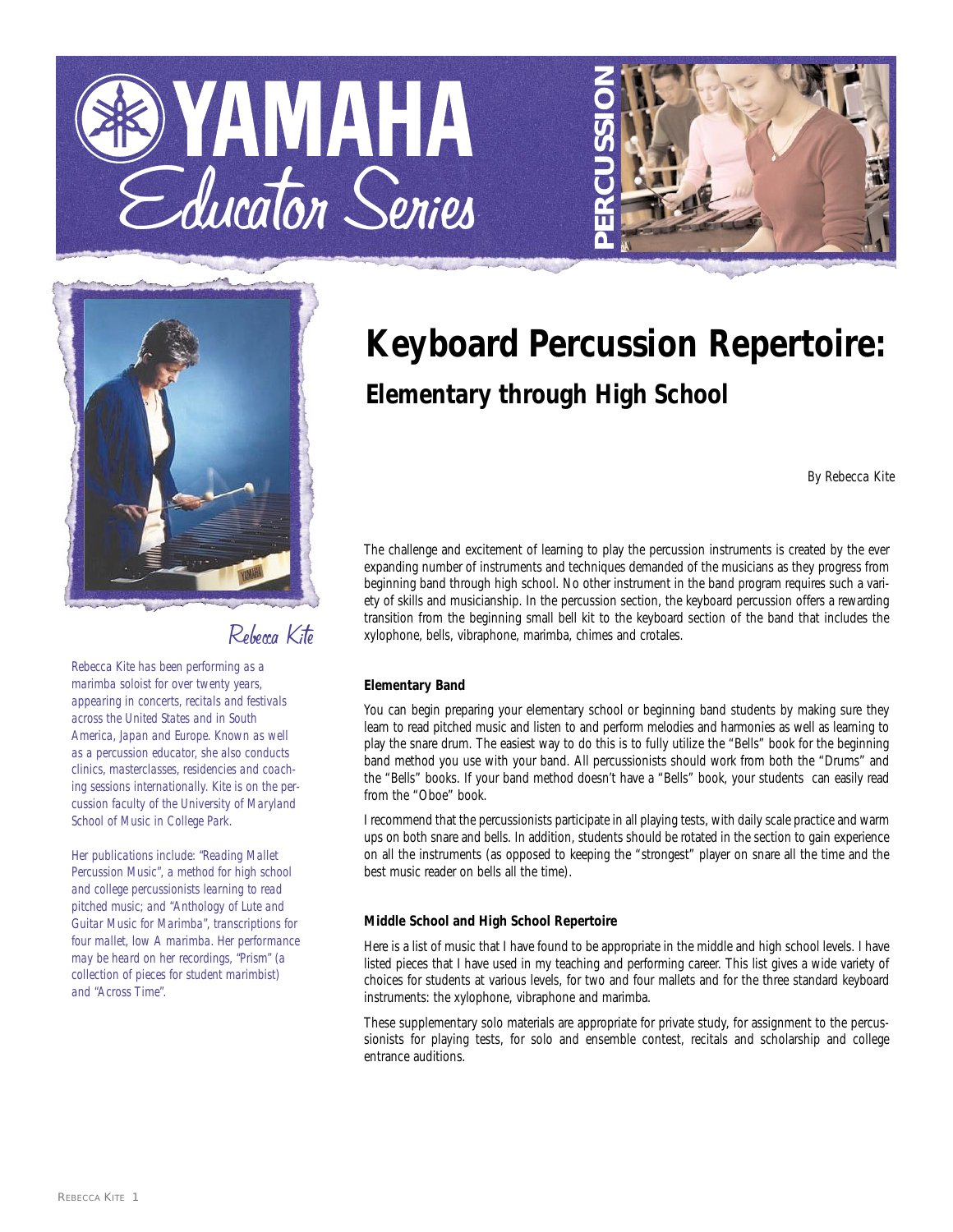YAMAHA Educator Series

PERCUSSION

# Keyboard Percussion Repertoire:

## Elementary through High School

By Rebecca Kite

Rebecca Kite

*Rebecca Kite has been performing as a marimba soloist for over twenty years, appearing in concerts, recitals and festivals across the United States and in South America, Japan and Europe. Known as well as a percussion educator, she also conducts clinics, masterclasses, residencies and coaching sessions internationally. Kite is on the percussion faculty of the University of Maryland School of Music in College Park.*

*Her publications include: "Reading Mallet Percussion Music", a method for high school and college percussionists learning to read pitched music; and "Anthology of Lute and Guitar Music for Marimba", transcriptions for four mallet, low A marimba. Her performance may be heard on her recordings, "Prism" (a collection of pieces for student marimbist) and "Across Time".*

The challenge and excitement of learning to play the percussion instruments is created by the ever expanding number of instruments and techniques demanded of the musicians as they progress from beginning band through high school. No other instrument in the band program requires such a variety of skills and musicianship. In the percussion section, the keyboard percussion offers a rewarding transition from the beginning small bell kit to the keyboard section of the band that includes the xylophone, bells, vibraphone, marimba, chimes and crotales.

### Elementary Band

You can begin preparing your elementary school or beginning band students by making sure they learn to read pitched music and listen to and perform melodies and harmonies as well as learning to play the snare drum. The easiest way to do this is to fully utilize the "Bells" book for the beginning band method you use with your band. All percussionists should work from both the "Drums" and the "Bells" books. If your band method doesn't have a "Bells" book, your students can easily read from the "Oboe" book.

I recommend that the percussionists participate in all playing tests, with daily scale practice and warm ups on both snare and bells. In addition, students should be rotated in the section to gain experience on all the instruments (as opposed to keeping the "strongest" player on snare all the time and the best music reader on bells all the time).

### Middle School and High School Repertoire

Here is a list of music that I have found to be appropriate in the middle and high school levels. I have listed pieces that I have used in my teaching and performing career. This list gives a wide variety of choices for students at various levels, for two and four mallets and for the three standard keyboard instruments: the xylophone, vibraphone and marimba.

These supplementary solo materials are appropriate for private study, for assignment to the percussionists for playing tests, for solo and ensemble contest, recitals and scholarship and college entrance auditions.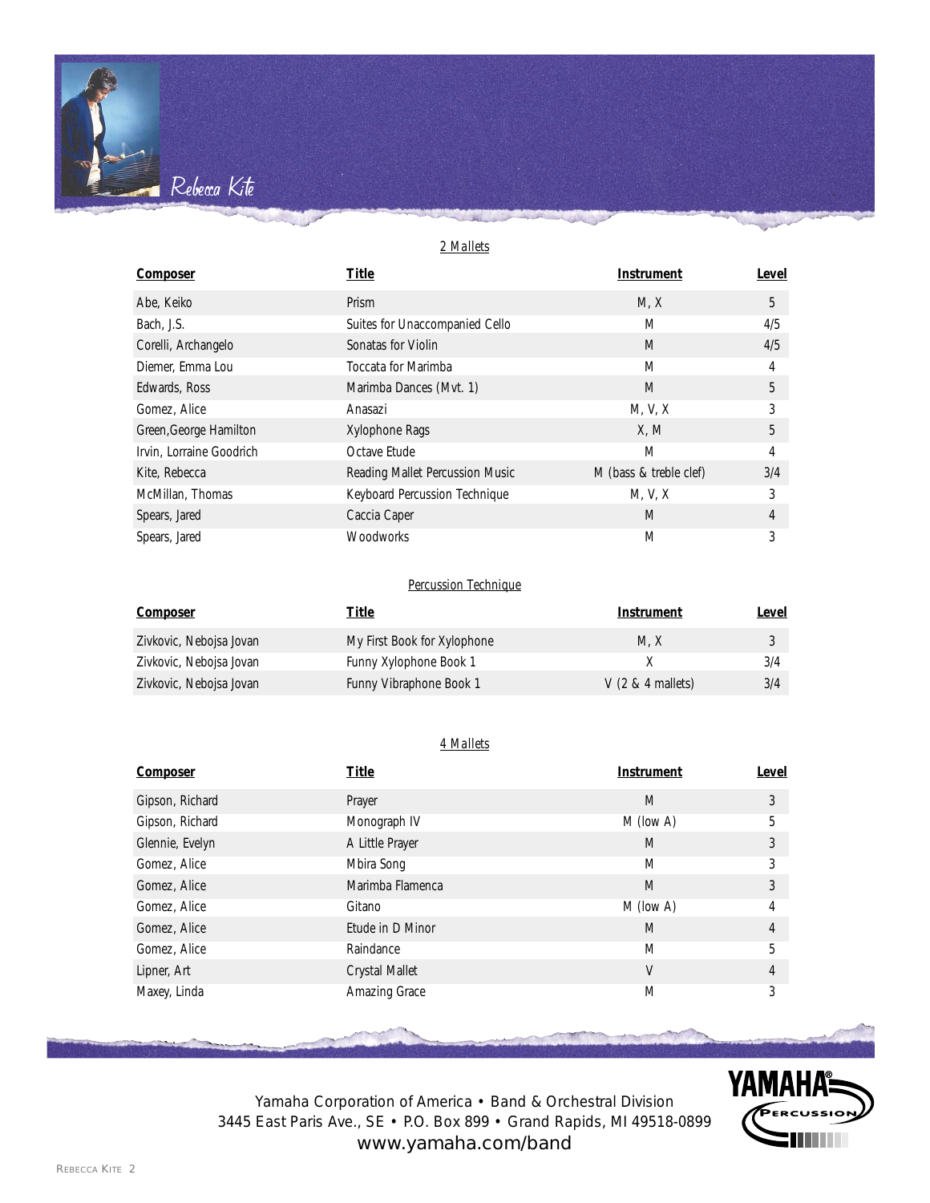# Rebecca Kite

## 2 Mallets

| Composer | Title | Instrument | Level |
|---|---|---|---|
| Abe, Keiko | Prism | M, X | 5 |
| Bach, J.S. | Suites for Unaccompanied Cello | M | 4/5 |
| Corelli, Archangelo | Sonatas for Violin | M | 4/5 |
| Diemer, Emma Lou | Toccata for Marimba | M | 4 |
| Edwards, Ross | Marimba Dances (Mvt. 1) | M | 5 |
| Gomez, Alice | Anasazi | M, V, X | 3 |
| Green,George Hamilton | Xylophone Rags | X, M | 5 |
| Irvin, Lorraine Goodrich | Octave Etude | M | 4 |
| Kite, Rebecca | Reading Mallet Percussion Music | M (bass & treble clef) | 3/4 |
| McMillan, Thomas | Keyboard Percussion Technique | M, V, X | 3 |
| Spears, Jared | Caccia Caper | M | 4 |
| Spears, Jared | Woodworks | M | 3 |

## Percussion Technique

| Composer | Title | Instrument | Level |
|---|---|---|---|
| Zivkovic, Nebojsa Jovan | My First Book for Xylophone | M, X | 3 |
| Zivkovic, Nebojsa Jovan | Funny Xylophone Book 1 | X | 3/4 |
| Zivkovic, Nebojsa Jovan | Funny Vibraphone Book 1 | V (2 & 4 mallets) | 3/4 |

## 4 Mallets

| Composer | Title | Instrument | Level |
|---|---|---|---|
| Gipson, Richard | Prayer | M | 3 |
| Gipson, Richard | Monograph IV | M (low A) | 5 |
| Glennie, Evelyn | A Little Prayer | M | 3 |
| Gomez, Alice | Mbira Song | M | 3 |
| Gomez, Alice | Marimba Flamenca | M | 3 |
| Gomez, Alice | Gitano | M (low A) | 4 |
| Gomez, Alice | Etude in D Minor | M | 4 |
| Gomez, Alice | Raindance | M | 5 |
| Lipner, Art | Crystal Mallet | V | 4 |
| Maxey, Linda | Amazing Grace | M | 3 |

Yamaha Corporation of America • Band & Orchestral Division
3445 East Paris Ave., SE • P.O. Box 899 • Grand Rapids, MI 49518-0899
www.yamaha.com/band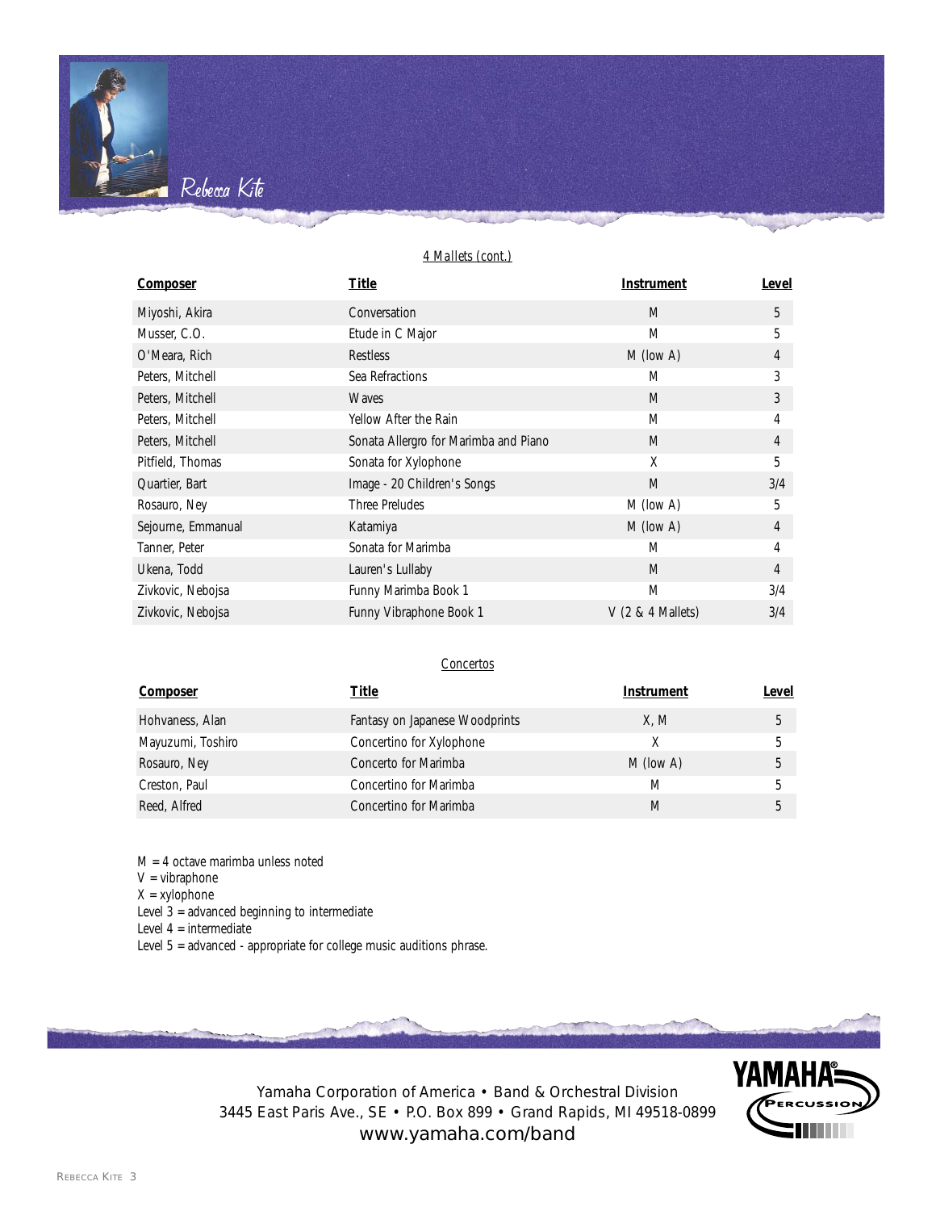Rebecca Kite

4 Mallets (cont.)

| Composer | Title | Instrument | Level |
|---|---|---|---|
| Miyoshi, Akira | Conversation | M | 5 |
| Musser, C.O. | Etude in C Major | M | 5 |
| O'Meara, Rich | Restless | M (low A) | 4 |
| Peters, Mitchell | Sea Refractions | M | 3 |
| Peters, Mitchell | Waves | M | 3 |
| Peters, Mitchell | Yellow After the Rain | M | 4 |
| Peters, Mitchell | Sonata Allergro for Marimba and Piano | M | 4 |
| Pitfield, Thomas | Sonata for Xylophone | X | 5 |
| Quartier, Bart | Image - 20 Children's Songs | M | 3/4 |
| Rosauro, Ney | Three Preludes | M (low A) | 5 |
| Sejourne, Emmanual | Katamiya | M (low A) | 4 |
| Tanner, Peter | Sonata for Marimba | M | 4 |
| Ukena, Todd | Lauren's Lullaby | M | 4 |
| Zivkovic, Nebojsa | Funny Marimba Book 1 | M | 3/4 |
| Zivkovic, Nebojsa | Funny Vibraphone Book 1 | V (2 & 4 Mallets) | 3/4 |

Concertos

| Composer | Title | Instrument | Level |
|---|---|---|---|
| Hohvaness, Alan | Fantasy on Japanese Woodprints | X, M | 5 |
| Mayuzumi, Toshiro | Concertino for Xylophone | X | 5 |
| Rosauro, Ney | Concerto for Marimba | M (low A) | 5 |
| Creston, Paul | Concertino for Marimba | M | 5 |
| Reed, Alfred | Concertino for Marimba | M | 5 |

M = 4 octave marimba unless noted
V = vibraphone
X = xylophone
Level 3 = advanced beginning to intermediate
Level 4 = intermediate
Level 5 = advanced - appropriate for college music auditions phrase.

Yamaha Corporation of America • Band & Orchestral Division
3445 East Paris Ave., SE • P.O. Box 899 • Grand Rapids, MI 49518-0899
www.yamaha.com/band

YAMAHA® PERCUSSION